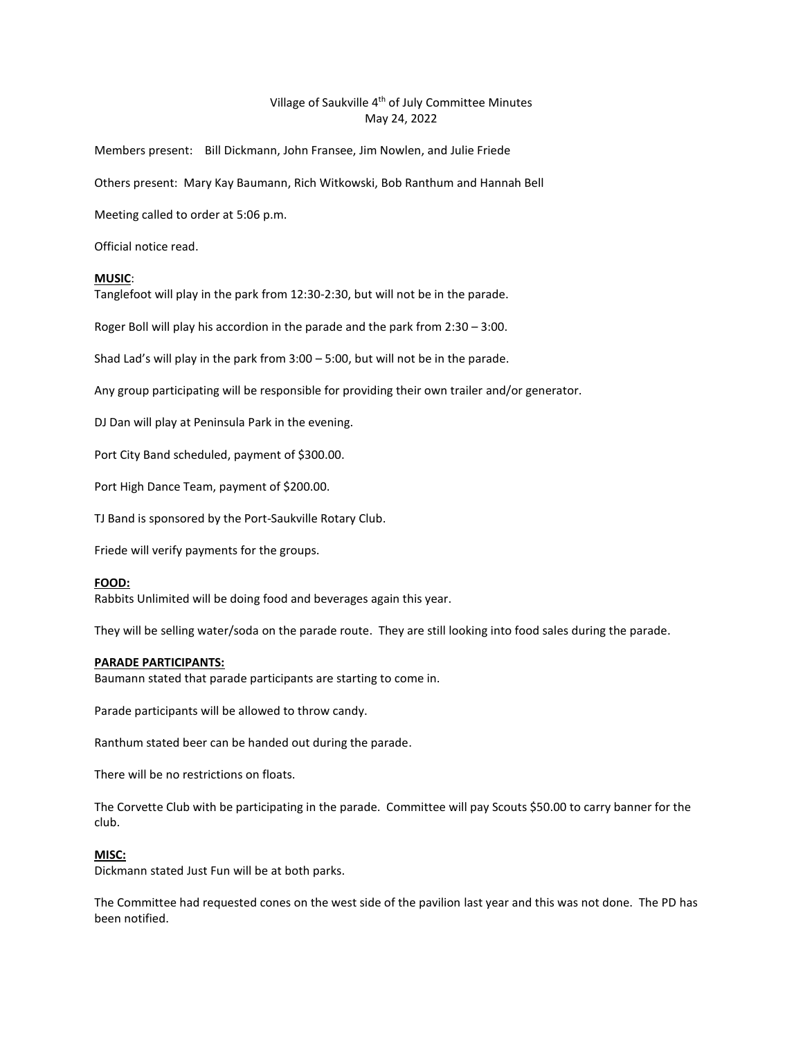Village of Saukville 4th of July Committee Minutes
May 24, 2022

Members present: Bill Dickmann, John Fransee, Jim Nowlen, and Julie Friede

Others present: Mary Kay Baumann, Rich Witkowski, Bob Ranthum and Hannah Bell

Meeting called to order at 5:06 p.m.

Official notice read.

**MUSIC**:

Tanglefoot will play in the park from 12:30-2:30, but will not be in the parade.

Roger Boll will play his accordion in the parade and the park from 2:30 – 3:00.

Shad Lad's will play in the park from 3:00 – 5:00, but will not be in the parade.

Any group participating will be responsible for providing their own trailer and/or generator.

DJ Dan will play at Peninsula Park in the evening.

Port City Band scheduled, payment of $300.00.

Port High Dance Team, payment of $200.00.

TJ Band is sponsored by the Port-Saukville Rotary Club.

Friede will verify payments for the groups.

**FOOD:**

Rabbits Unlimited will be doing food and beverages again this year.

They will be selling water/soda on the parade route. They are still looking into food sales during the parade.

**PARADE PARTICIPANTS:**

Baumann stated that parade participants are starting to come in.

Parade participants will be allowed to throw candy.

Ranthum stated beer can be handed out during the parade.

There will be no restrictions on floats.

The Corvette Club with be participating in the parade. Committee will pay Scouts $50.00 to carry banner for the club.

**MISC:**

Dickmann stated Just Fun will be at both parks.

The Committee had requested cones on the west side of the pavilion last year and this was not done. The PD has been notified.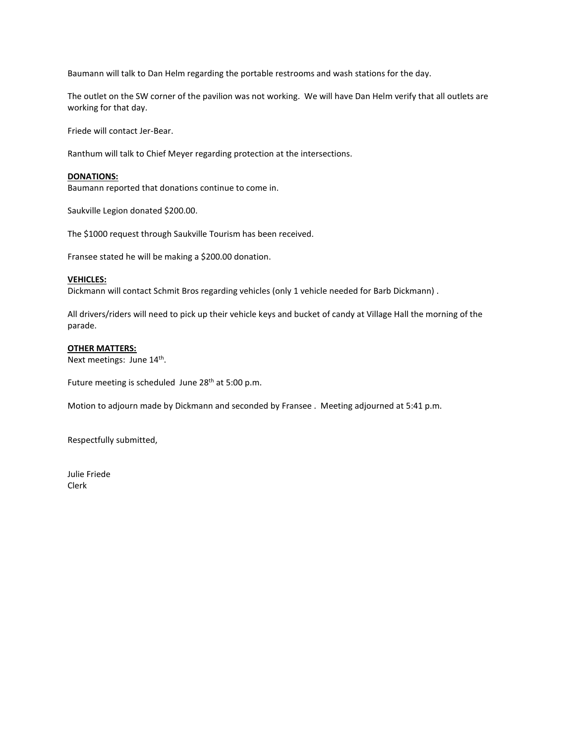Baumann will talk to Dan Helm regarding the portable restrooms and wash stations for the day.

The outlet on the SW corner of the pavilion was not working.  We will have Dan Helm verify that all outlets are working for that day.

Friede will contact Jer-Bear.

Ranthum will talk to Chief Meyer regarding protection at the intersections.

**DONATIONS:**

Baumann reported that donations continue to come in.

Saukville Legion donated $200.00.

The $1000 request through Saukville Tourism has been received.

Fransee stated he will be making a $200.00 donation.

**VEHICLES:**

Dickmann will contact Schmit Bros regarding vehicles (only 1 vehicle needed for Barb Dickmann) .

All drivers/riders will need to pick up their vehicle keys and bucket of candy at Village Hall the morning of the parade.

**OTHER MATTERS:**

Next meetings:  June 14th.

Future meeting is scheduled  June 28th at 5:00 p.m.

Motion to adjourn made by Dickmann and seconded by Fransee .  Meeting adjourned at 5:41 p.m.

Respectfully submitted,

Julie Friede
Clerk